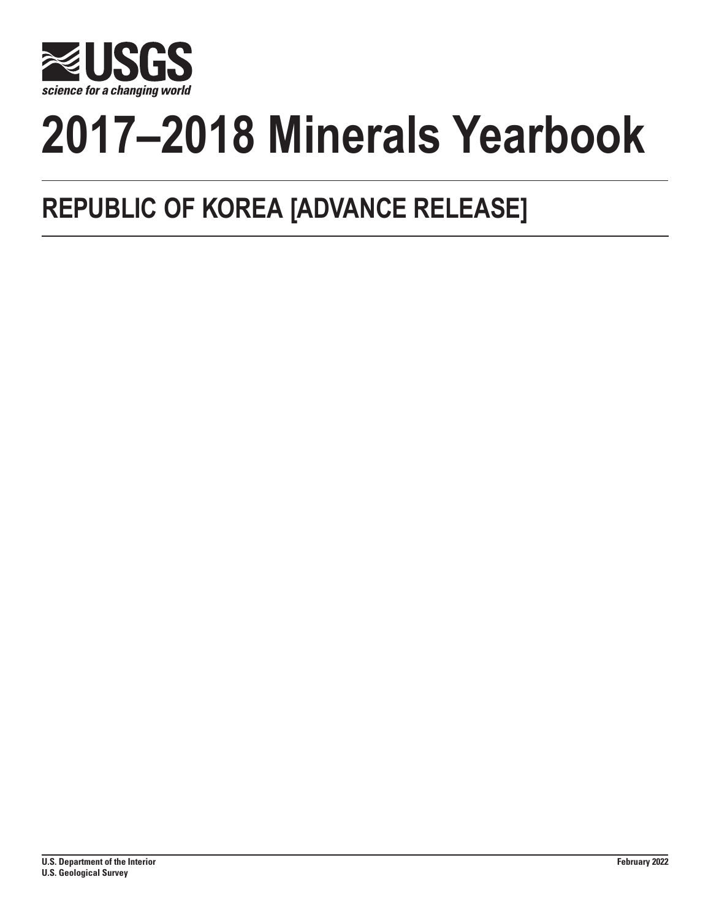# 2017–2018 Minerals Yearbook

## REPUBLIC OF KOREA [ADVANCE RELEASE]

U.S. Department of the Interior
U.S. Geological Survey

February 2022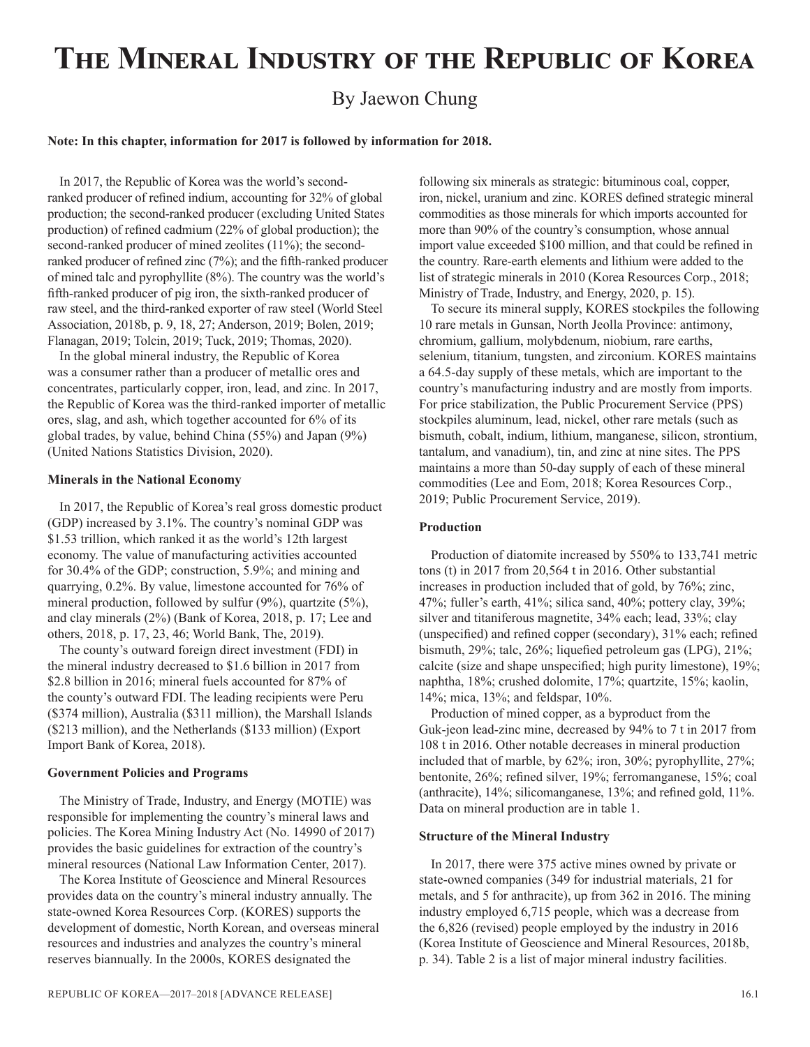# The Mineral Industry of the Republic of Korea

By Jaewon Chung

**Note: In this chapter, information for 2017 is followed by information for 2018.**

In 2017, the Republic of Korea was the world's second-ranked producer of refined indium, accounting for 32% of global production; the second-ranked producer (excluding United States production) of refined cadmium (22% of global production); the second-ranked producer of mined zeolites (11%); the second-ranked producer of refined zinc (7%); and the fifth-ranked producer of mined talc and pyrophyllite (8%). The country was the world's fifth-ranked producer of pig iron, the sixth-ranked producer of raw steel, and the third-ranked exporter of raw steel (World Steel Association, 2018b, p. 9, 18, 27; Anderson, 2019; Bolen, 2019; Flanagan, 2019; Tolcin, 2019; Tuck, 2019; Thomas, 2020).

In the global mineral industry, the Republic of Korea was a consumer rather than a producer of metallic ores and concentrates, particularly copper, iron, lead, and zinc. In 2017, the Republic of Korea was the third-ranked importer of metallic ores, slag, and ash, which together accounted for 6% of its global trades, by value, behind China (55%) and Japan (9%) (United Nations Statistics Division, 2020).

### Minerals in the National Economy

In 2017, the Republic of Korea's real gross domestic product (GDP) increased by 3.1%. The country's nominal GDP was $1.53 trillion, which ranked it as the world's 12th largest economy. The value of manufacturing activities accounted for 30.4% of the GDP; construction, 5.9%; and mining and quarrying, 0.2%. By value, limestone accounted for 76% of mineral production, followed by sulfur (9%), quartzite (5%), and clay minerals (2%) (Bank of Korea, 2018, p. 17; Lee and others, 2018, p. 17, 23, 46; World Bank, The, 2019).

The county's outward foreign direct investment (FDI) in the mineral industry decreased to $1.6 billion in 2017 from $2.8 billion in 2016; mineral fuels accounted for 87% of the county's outward FDI. The leading recipients were Peru ($374 million), Australia ($311 million), the Marshall Islands ($213 million), and the Netherlands ($133 million) (Export Import Bank of Korea, 2018).

### Government Policies and Programs

The Ministry of Trade, Industry, and Energy (MOTIE) was responsible for implementing the country's mineral laws and policies. The Korea Mining Industry Act (No. 14990 of 2017) provides the basic guidelines for extraction of the country's mineral resources (National Law Information Center, 2017).

The Korea Institute of Geoscience and Mineral Resources provides data on the country's mineral industry annually. The state-owned Korea Resources Corp. (KORES) supports the development of domestic, North Korean, and overseas mineral resources and industries and analyzes the country's mineral reserves biannually. In the 2000s, KORES designated the following six minerals as strategic: bituminous coal, copper, iron, nickel, uranium and zinc. KORES defined strategic mineral commodities as those minerals for which imports accounted for more than 90% of the country's consumption, whose annual import value exceeded $100 million, and that could be refined in the country. Rare-earth elements and lithium were added to the list of strategic minerals in 2010 (Korea Resources Corp., 2018; Ministry of Trade, Industry, and Energy, 2020, p. 15).

To secure its mineral supply, KORES stockpiles the following 10 rare metals in Gunsan, North Jeolla Province: antimony, chromium, gallium, molybdenum, niobium, rare earths, selenium, titanium, tungsten, and zirconium. KORES maintains a 64.5-day supply of these metals, which are important to the country's manufacturing industry and are mostly from imports. For price stabilization, the Public Procurement Service (PPS) stockpiles aluminum, lead, nickel, other rare metals (such as bismuth, cobalt, indium, lithium, manganese, silicon, strontium, tantalum, and vanadium), tin, and zinc at nine sites. The PPS maintains a more than 50-day supply of each of these mineral commodities (Lee and Eom, 2018; Korea Resources Corp., 2019; Public Procurement Service, 2019).

### Production

Production of diatomite increased by 550% to 133,741 metric tons (t) in 2017 from 20,564 t in 2016. Other substantial increases in production included that of gold, by 76%; zinc, 47%; fuller's earth, 41%; silica sand, 40%; pottery clay, 39%; silver and titaniferous magnetite, 34% each; lead, 33%; clay (unspecified) and refined copper (secondary), 31% each; refined bismuth, 29%; talc, 26%; liquefied petroleum gas (LPG), 21%; calcite (size and shape unspecified; high purity limestone), 19%; naphtha, 18%; crushed dolomite, 17%; quartzite, 15%; kaolin, 14%; mica, 13%; and feldspar, 10%.

Production of mined copper, as a byproduct from the Guk-jeon lead-zinc mine, decreased by 94% to 7 t in 2017 from 108 t in 2016. Other notable decreases in mineral production included that of marble, by 62%; iron, 30%; pyrophyllite, 27%; bentonite, 26%; refined silver, 19%; ferromanganese, 15%; coal (anthracite), 14%; silicomanganese, 13%; and refined gold, 11%. Data on mineral production are in table 1.

### Structure of the Mineral Industry

In 2017, there were 375 active mines owned by private or state-owned companies (349 for industrial materials, 21 for metals, and 5 for anthracite), up from 362 in 2016. The mining industry employed 6,715 people, which was a decrease from the 6,826 (revised) people employed by the industry in 2016 (Korea Institute of Geoscience and Mineral Resources, 2018b, p. 34). Table 2 is a list of major mineral industry facilities.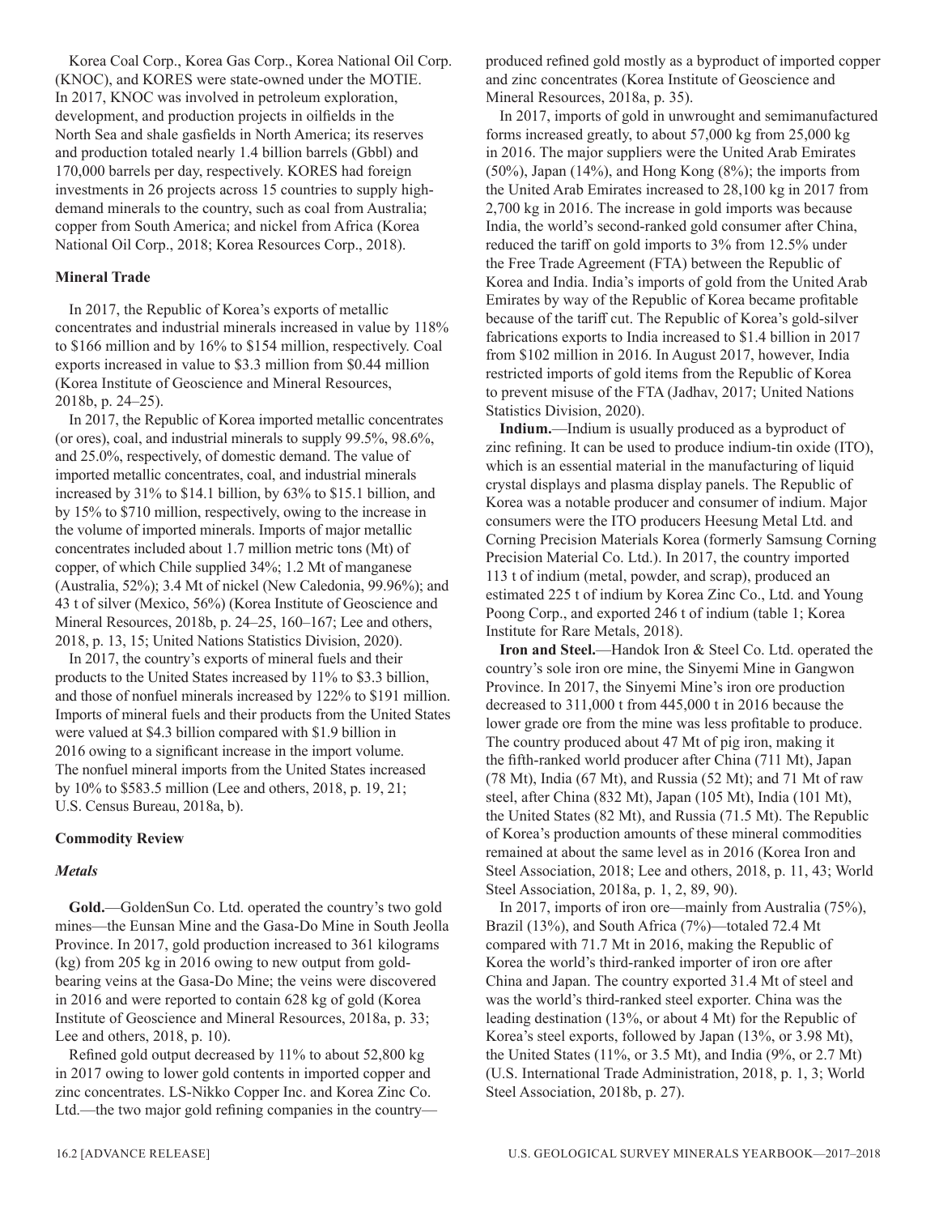Korea Coal Corp., Korea Gas Corp., Korea National Oil Corp. (KNOC), and KORES were state-owned under the MOTIE. In 2017, KNOC was involved in petroleum exploration, development, and production projects in oilfields in the North Sea and shale gasfields in North America; its reserves and production totaled nearly 1.4 billion barrels (Gbbl) and 170,000 barrels per day, respectively. KORES had foreign investments in 26 projects across 15 countries to supply high-demand minerals to the country, such as coal from Australia; copper from South America; and nickel from Africa (Korea National Oil Corp., 2018; Korea Resources Corp., 2018).

**Mineral Trade**

In 2017, the Republic of Korea's exports of metallic concentrates and industrial minerals increased in value by 118% to $166 million and by 16% to $154 million, respectively. Coal exports increased in value to $3.3 million from $0.44 million (Korea Institute of Geoscience and Mineral Resources, 2018b, p. 24–25).

In 2017, the Republic of Korea imported metallic concentrates (or ores), coal, and industrial minerals to supply 99.5%, 98.6%, and 25.0%, respectively, of domestic demand. The value of imported metallic concentrates, coal, and industrial minerals increased by 31% to $14.1 billion, by 63% to $15.1 billion, and by 15% to $710 million, respectively, owing to the increase in the volume of imported minerals. Imports of major metallic concentrates included about 1.7 million metric tons (Mt) of copper, of which Chile supplied 34%; 1.2 Mt of manganese (Australia, 52%); 3.4 Mt of nickel (New Caledonia, 99.96%); and 43 t of silver (Mexico, 56%) (Korea Institute of Geoscience and Mineral Resources, 2018b, p. 24–25, 160–167; Lee and others, 2018, p. 13, 15; United Nations Statistics Division, 2020).

In 2017, the country's exports of mineral fuels and their products to the United States increased by 11% to $3.3 billion, and those of nonfuel minerals increased by 122% to $191 million. Imports of mineral fuels and their products from the United States were valued at $4.3 billion compared with $1.9 billion in 2016 owing to a significant increase in the import volume. The nonfuel mineral imports from the United States increased by 10% to $583.5 million (Lee and others, 2018, p. 19, 21; U.S. Census Bureau, 2018a, b).

**Commodity Review**

***Metals***

**Gold.**—GoldenSun Co. Ltd. operated the country's two gold mines—the Eunsan Mine and the Gasa-Do Mine in South Jeolla Province. In 2017, gold production increased to 361 kilograms (kg) from 205 kg in 2016 owing to new output from gold-bearing veins at the Gasa-Do Mine; the veins were discovered in 2016 and were reported to contain 628 kg of gold (Korea Institute of Geoscience and Mineral Resources, 2018a, p. 33; Lee and others, 2018, p. 10).

Refined gold output decreased by 11% to about 52,800 kg in 2017 owing to lower gold contents in imported copper and zinc concentrates. LS-Nikko Copper Inc. and Korea Zinc Co. Ltd.—the two major gold refining companies in the country—produced refined gold mostly as a byproduct of imported copper and zinc concentrates (Korea Institute of Geoscience and Mineral Resources, 2018a, p. 35).

In 2017, imports of gold in unwrought and semimanufactured forms increased greatly, to about 57,000 kg from 25,000 kg in 2016. The major suppliers were the United Arab Emirates (50%), Japan (14%), and Hong Kong (8%); the imports from the United Arab Emirates increased to 28,100 kg in 2017 from 2,700 kg in 2016. The increase in gold imports was because India, the world's second-ranked gold consumer after China, reduced the tariff on gold imports to 3% from 12.5% under the Free Trade Agreement (FTA) between the Republic of Korea and India. India's imports of gold from the United Arab Emirates by way of the Republic of Korea became profitable because of the tariff cut. The Republic of Korea's gold-silver fabrications exports to India increased to $1.4 billion in 2017 from $102 million in 2016. In August 2017, however, India restricted imports of gold items from the Republic of Korea to prevent misuse of the FTA (Jadhav, 2017; United Nations Statistics Division, 2020).

**Indium.**—Indium is usually produced as a byproduct of zinc refining. It can be used to produce indium-tin oxide (ITO), which is an essential material in the manufacturing of liquid crystal displays and plasma display panels. The Republic of Korea was a notable producer and consumer of indium. Major consumers were the ITO producers Heesung Metal Ltd. and Corning Precision Materials Korea (formerly Samsung Corning Precision Material Co. Ltd.). In 2017, the country imported 113 t of indium (metal, powder, and scrap), produced an estimated 225 t of indium by Korea Zinc Co., Ltd. and Young Poong Corp., and exported 246 t of indium (table 1; Korea Institute for Rare Metals, 2018).

**Iron and Steel.**—Handok Iron & Steel Co. Ltd. operated the country's sole iron ore mine, the Sinyemi Mine in Gangwon Province. In 2017, the Sinyemi Mine's iron ore production decreased to 311,000 t from 445,000 t in 2016 because the lower grade ore from the mine was less profitable to produce. The country produced about 47 Mt of pig iron, making it the fifth-ranked world producer after China (711 Mt), Japan (78 Mt), India (67 Mt), and Russia (52 Mt); and 71 Mt of raw steel, after China (832 Mt), Japan (105 Mt), India (101 Mt), the United States (82 Mt), and Russia (71.5 Mt). The Republic of Korea's production amounts of these mineral commodities remained at about the same level as in 2016 (Korea Iron and Steel Association, 2018; Lee and others, 2018, p. 11, 43; World Steel Association, 2018a, p. 1, 2, 89, 90).

In 2017, imports of iron ore—mainly from Australia (75%), Brazil (13%), and South Africa (7%)—totaled 72.4 Mt compared with 71.7 Mt in 2016, making the Republic of Korea the world's third-ranked importer of iron ore after China and Japan. The country exported 31.4 Mt of steel and was the world's third-ranked steel exporter. China was the leading destination (13%, or about 4 Mt) for the Republic of Korea's steel exports, followed by Japan (13%, or 3.98 Mt), the United States (11%, or 3.5 Mt), and India (9%, or 2.7 Mt) (U.S. International Trade Administration, 2018, p. 1, 3; World Steel Association, 2018b, p. 27).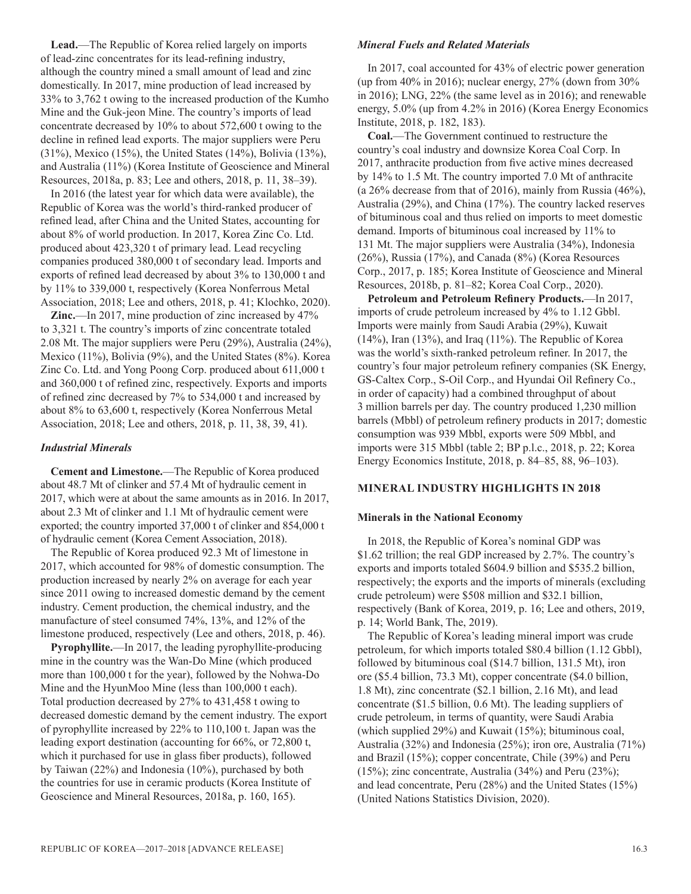**Lead.**—The Republic of Korea relied largely on imports of lead-zinc concentrates for its lead-refining industry, although the country mined a small amount of lead and zinc domestically. In 2017, mine production of lead increased by 33% to 3,762 t owing to the increased production of the Kumho Mine and the Guk-jeon Mine. The country's imports of lead concentrate decreased by 10% to about 572,600 t owing to the decline in refined lead exports. The major suppliers were Peru (31%), Mexico (15%), the United States (14%), Bolivia (13%), and Australia (11%) (Korea Institute of Geoscience and Mineral Resources, 2018a, p. 83; Lee and others, 2018, p. 11, 38–39).

In 2016 (the latest year for which data were available), the Republic of Korea was the world's third-ranked producer of refined lead, after China and the United States, accounting for about 8% of world production. In 2017, Korea Zinc Co. Ltd. produced about 423,320 t of primary lead. Lead recycling companies produced 380,000 t of secondary lead. Imports and exports of refined lead decreased by about 3% to 130,000 t and by 11% to 339,000 t, respectively (Korea Nonferrous Metal Association, 2018; Lee and others, 2018, p. 41; Klochko, 2020).

**Zinc.**—In 2017, mine production of zinc increased by 47% to 3,321 t. The country's imports of zinc concentrate totaled 2.08 Mt. The major suppliers were Peru (29%), Australia (24%), Mexico (11%), Bolivia (9%), and the United States (8%). Korea Zinc Co. Ltd. and Yong Poong Corp. produced about 611,000 t and 360,000 t of refined zinc, respectively. Exports and imports of refined zinc decreased by 7% to 534,000 t and increased by about 8% to 63,600 t, respectively (Korea Nonferrous Metal Association, 2018; Lee and others, 2018, p. 11, 38, 39, 41).

### *Industrial Minerals*

**Cement and Limestone.**—The Republic of Korea produced about 48.7 Mt of clinker and 57.4 Mt of hydraulic cement in 2017, which were at about the same amounts as in 2016. In 2017, about 2.3 Mt of clinker and 1.1 Mt of hydraulic cement were exported; the country imported 37,000 t of clinker and 854,000 t of hydraulic cement (Korea Cement Association, 2018).

The Republic of Korea produced 92.3 Mt of limestone in 2017, which accounted for 98% of domestic consumption. The production increased by nearly 2% on average for each year since 2011 owing to increased domestic demand by the cement industry. Cement production, the chemical industry, and the manufacture of steel consumed 74%, 13%, and 12% of the limestone produced, respectively (Lee and others, 2018, p. 46).

**Pyrophyllite.**—In 2017, the leading pyrophyllite-producing mine in the country was the Wan-Do Mine (which produced more than 100,000 t for the year), followed by the Nohwa-Do Mine and the HyunMoo Mine (less than 100,000 t each). Total production decreased by 27% to 431,458 t owing to decreased domestic demand by the cement industry. The export of pyrophyllite increased by 22% to 110,100 t. Japan was the leading export destination (accounting for 66%, or 72,800 t, which it purchased for use in glass fiber products), followed by Taiwan (22%) and Indonesia (10%), purchased by both the countries for use in ceramic products (Korea Institute of Geoscience and Mineral Resources, 2018a, p. 160, 165).

### *Mineral Fuels and Related Materials*

In 2017, coal accounted for 43% of electric power generation (up from 40% in 2016); nuclear energy, 27% (down from 30% in 2016); LNG, 22% (the same level as in 2016); and renewable energy, 5.0% (up from 4.2% in 2016) (Korea Energy Economics Institute, 2018, p. 182, 183).

**Coal.**—The Government continued to restructure the country's coal industry and downsize Korea Coal Corp. In 2017, anthracite production from five active mines decreased by 14% to 1.5 Mt. The country imported 7.0 Mt of anthracite (a 26% decrease from that of 2016), mainly from Russia (46%), Australia (29%), and China (17%). The country lacked reserves of bituminous coal and thus relied on imports to meet domestic demand. Imports of bituminous coal increased by 11% to 131 Mt. The major suppliers were Australia (34%), Indonesia (26%), Russia (17%), and Canada (8%) (Korea Resources Corp., 2017, p. 185; Korea Institute of Geoscience and Mineral Resources, 2018b, p. 81–82; Korea Coal Corp., 2020).

**Petroleum and Petroleum Refinery Products.**—In 2017, imports of crude petroleum increased by 4% to 1.12 Gbbl. Imports were mainly from Saudi Arabia (29%), Kuwait (14%), Iran (13%), and Iraq (11%). The Republic of Korea was the world's sixth-ranked petroleum refiner. In 2017, the country's four major petroleum refinery companies (SK Energy, GS-Caltex Corp., S-Oil Corp., and Hyundai Oil Refinery Co., in order of capacity) had a combined throughput of about 3 million barrels per day. The country produced 1,230 million barrels (Mbbl) of petroleum refinery products in 2017; domestic consumption was 939 Mbbl, exports were 509 Mbbl, and imports were 315 Mbbl (table 2; BP p.l.c., 2018, p. 22; Korea Energy Economics Institute, 2018, p. 84–85, 88, 96–103).

## MINERAL INDUSTRY HIGHLIGHTS IN 2018

### Minerals in the National Economy

In 2018, the Republic of Korea's nominal GDP was $1.62 trillion; the real GDP increased by 2.7%. The country's exports and imports totaled $604.9 billion and $535.2 billion, respectively; the exports and the imports of minerals (excluding crude petroleum) were $508 million and $32.1 billion, respectively (Bank of Korea, 2019, p. 16; Lee and others, 2019, p. 14; World Bank, The, 2019).

The Republic of Korea's leading mineral import was crude petroleum, for which imports totaled $80.4 billion (1.12 Gbbl), followed by bituminous coal ($14.7 billion, 131.5 Mt), iron ore ($5.4 billion, 73.3 Mt), copper concentrate ($4.0 billion, 1.8 Mt), zinc concentrate ($2.1 billion, 2.16 Mt), and lead concentrate ($1.5 billion, 0.6 Mt). The leading suppliers of crude petroleum, in terms of quantity, were Saudi Arabia (which supplied 29%) and Kuwait (15%); bituminous coal, Australia (32%) and Indonesia (25%); iron ore, Australia (71%) and Brazil (15%); copper concentrate, Chile (39%) and Peru (15%); zinc concentrate, Australia (34%) and Peru (23%); and lead concentrate, Peru (28%) and the United States (15%) (United Nations Statistics Division, 2020).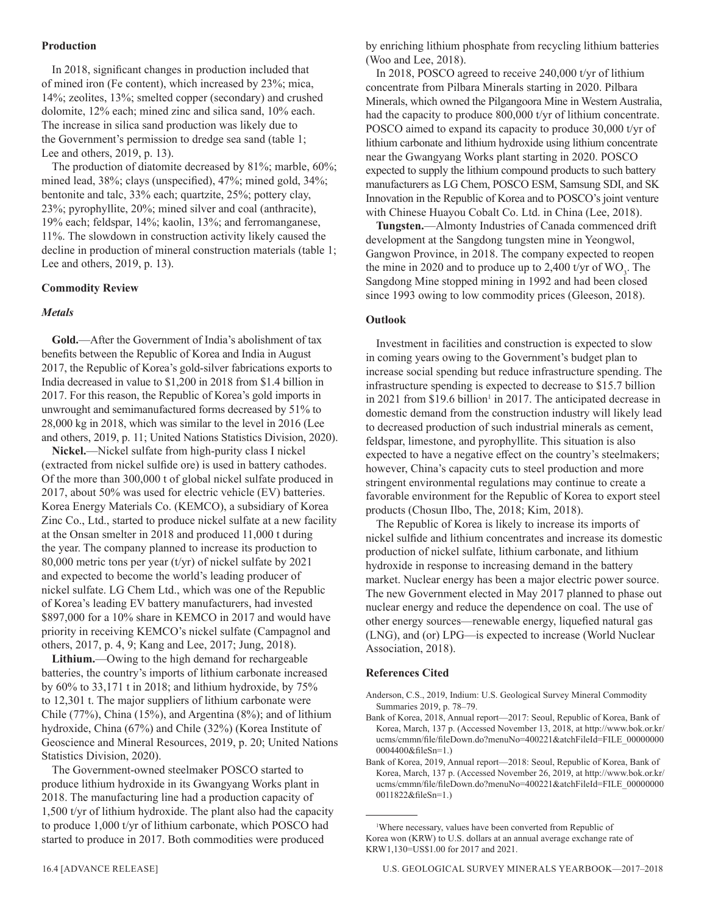## Production

In 2018, significant changes in production included that of mined iron (Fe content), which increased by 23%; mica, 14%; zeolites, 13%; smelted copper (secondary) and crushed dolomite, 12% each; mined zinc and silica sand, 10% each. The increase in silica sand production was likely due to the Government's permission to dredge sea sand (table 1; Lee and others, 2019, p. 13).

The production of diatomite decreased by 81%; marble, 60%; mined lead, 38%; clays (unspecified), 47%; mined gold, 34%; bentonite and talc, 33% each; quartzite, 25%; pottery clay, 23%; pyrophyllite, 20%; mined silver and coal (anthracite), 19% each; feldspar, 14%; kaolin, 13%; and ferromanganese, 11%. The slowdown in construction activity likely caused the decline in production of mineral construction materials (table 1; Lee and others, 2019, p. 13).

## Commodity Review

### *Metals*

**Gold.**—After the Government of India's abolishment of tax benefits between the Republic of Korea and India in August 2017, the Republic of Korea's gold-silver fabrications exports to India decreased in value to $1,200 in 2018 from $1.4 billion in 2017. For this reason, the Republic of Korea's gold imports in unwrought and semimanufactured forms decreased by 51% to 28,000 kg in 2018, which was similar to the level in 2016 (Lee and others, 2019, p. 11; United Nations Statistics Division, 2020).

**Nickel.**—Nickel sulfate from high-purity class I nickel (extracted from nickel sulfide ore) is used in battery cathodes. Of the more than 300,000 t of global nickel sulfate produced in 2017, about 50% was used for electric vehicle (EV) batteries. Korea Energy Materials Co. (KEMCO), a subsidiary of Korea Zinc Co., Ltd., started to produce nickel sulfate at a new facility at the Onsan smelter in 2018 and produced 11,000 t during the year. The company planned to increase its production to 80,000 metric tons per year (t/yr) of nickel sulfate by 2021 and expected to become the world's leading producer of nickel sulfate. LG Chem Ltd., which was one of the Republic of Korea's leading EV battery manufacturers, had invested $897,000 for a 10% share in KEMCO in 2017 and would have priority in receiving KEMCO's nickel sulfate (Campagnol and others, 2017, p. 4, 9; Kang and Lee, 2017; Jung, 2018).

**Lithium.**—Owing to the high demand for rechargeable batteries, the country's imports of lithium carbonate increased by 60% to 33,171 t in 2018; and lithium hydroxide, by 75% to 12,301 t. The major suppliers of lithium carbonate were Chile (77%), China (15%), and Argentina (8%); and of lithium hydroxide, China (67%) and Chile (32%) (Korea Institute of Geoscience and Mineral Resources, 2019, p. 20; United Nations Statistics Division, 2020).

The Government-owned steelmaker POSCO started to produce lithium hydroxide in its Gwangyang Works plant in 2018. The manufacturing line had a production capacity of 1,500 t/yr of lithium hydroxide. The plant also had the capacity to produce 1,000 t/yr of lithium carbonate, which POSCO had started to produce in 2017. Both commodities were produced by enriching lithium phosphate from recycling lithium batteries (Woo and Lee, 2018).

In 2018, POSCO agreed to receive 240,000 t/yr of lithium concentrate from Pilbara Minerals starting in 2020. Pilbara Minerals, which owned the Pilgangoora Mine in Western Australia, had the capacity to produce 800,000 t/yr of lithium concentrate. POSCO aimed to expand its capacity to produce 30,000 t/yr of lithium carbonate and lithium hydroxide using lithium concentrate near the Gwangyang Works plant starting in 2020. POSCO expected to supply the lithium compound products to such battery manufacturers as LG Chem, POSCO ESM, Samsung SDI, and SK Innovation in the Republic of Korea and to POSCO's joint venture with Chinese Huayou Cobalt Co. Ltd. in China (Lee, 2018).

**Tungsten.**—Almonty Industries of Canada commenced drift development at the Sangdong tungsten mine in Yeongwol, Gangwon Province, in 2018. The company expected to reopen the mine in 2020 and to produce up to 2,400 t/yr of $WO_3$. The Sangdong Mine stopped mining in 1992 and had been closed since 1993 owing to low commodity prices (Gleeson, 2018).

## Outlook

Investment in facilities and construction is expected to slow in coming years owing to the Government's budget plan to increase social spending but reduce infrastructure spending. The infrastructure spending is expected to decrease to $15.7 billion in 2021 from $19.6 billion[1] in 2017. The anticipated decrease in domestic demand from the construction industry will likely lead to decreased production of such industrial minerals as cement, feldspar, limestone, and pyrophyllite. This situation is also expected to have a negative effect on the country's steelmakers; however, China's capacity cuts to steel production and more stringent environmental regulations may continue to create a favorable environment for the Republic of Korea to export steel products (Chosun Ilbo, The, 2018; Kim, 2018).

The Republic of Korea is likely to increase its imports of nickel sulfide and lithium concentrates and increase its domestic production of nickel sulfate, lithium carbonate, and lithium hydroxide in response to increasing demand in the battery market. Nuclear energy has been a major electric power source. The new Government elected in May 2017 planned to phase out nuclear energy and reduce the dependence on coal. The use of other energy sources—renewable energy, liquefied natural gas (LNG), and (or) LPG—is expected to increase (World Nuclear Association, 2018).

## References Cited

Anderson, C.S., 2019, Indium: U.S. Geological Survey Mineral Commodity Summaries 2019, p. 78–79.

Bank of Korea, 2018, Annual report—2017: Seoul, Republic of Korea, Bank of Korea, March, 137 p. (Accessed November 13, 2018, at http://www.bok.or.kr/ucms/cmmn/file/fileDown.do?menuNo=400221&atchFileId=FILE_000000000004400&fileSn=1.)

Bank of Korea, 2019, Annual report—2018: Seoul, Republic of Korea, Bank of Korea, March, 137 p. (Accessed November 26, 2019, at http://www.bok.or.kr/ucms/cmmn/file/fileDown.do?menuNo=400221&atchFileId=FILE_000000000011822&fileSn=1.)

[1]Where necessary, values have been converted from Republic of Korea won (KRW) to U.S. dollars at an annual average exchange rate of KRW1,130=US$1.00 for 2017 and 2021.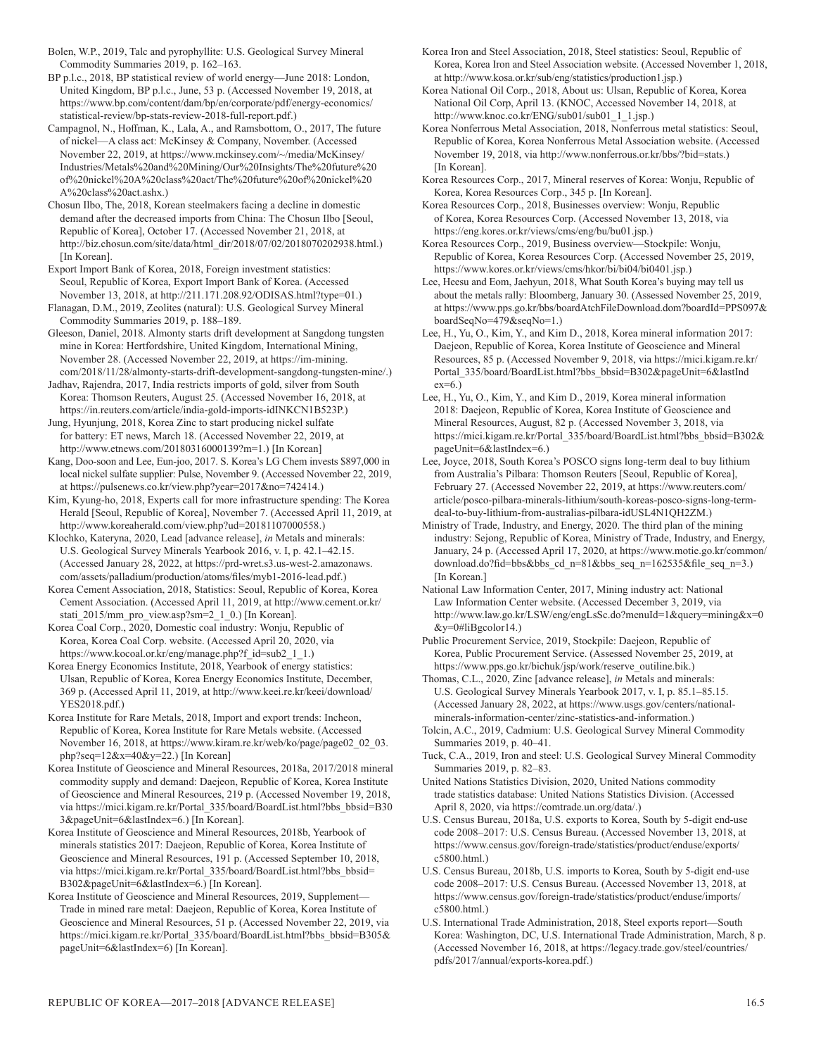Bolen, W.P., 2019, Talc and pyrophyllite: U.S. Geological Survey Mineral Commodity Summaries 2019, p. 162–163.

BP p.l.c., 2018, BP statistical review of world energy—June 2018: London, United Kingdom, BP p.l.c., June, 53 p. (Accessed November 19, 2018, at https://www.bp.com/content/dam/bp/en/corporate/pdf/energy-economics/statistical-review/bp-stats-review-2018-full-report.pdf.)

Campagnol, N., Hoffman, K., Lala, A., and Ramsbottom, O., 2017, The future of nickel—A class act: McKinsey & Company, November. (Accessed November 22, 2019, at https://www.mckinsey.com/~/media/McKinsey/Industries/Metals%20and%20Mining/Our%20Insights/The%20future%20of%20nickel%20A%20class%20act/The%20future%20of%20nickel%20A%20class%20act.ashx.)

Chosun Ilbo, The, 2018, Korean steelmakers facing a decline in domestic demand after the decreased imports from China: The Chosun Ilbo [Seoul, Republic of Korea], October 17. (Accessed November 21, 2018, at http://biz.chosun.com/site/data/html_dir/2018/07/02/2018070202938.html.) [In Korean].

Export Import Bank of Korea, 2018, Foreign investment statistics: Seoul, Republic of Korea, Export Import Bank of Korea. (Accessed November 13, 2018, at http://211.171.208.92/ODISAS.html?type=01.)

Flanagan, D.M., 2019, Zeolites (natural): U.S. Geological Survey Mineral Commodity Summaries 2019, p. 188–189.

Gleeson, Daniel, 2018. Almonty starts drift development at Sangdong tungsten mine in Korea: Hertfordshire, United Kingdom, International Mining, November 28. (Accessed November 22, 2019, at https://im-mining.com/2018/11/28/almonty-starts-drift-development-sangdong-tungsten-mine/.)

Jadhav, Rajendra, 2017, India restricts imports of gold, silver from South Korea: Thomson Reuters, August 25. (Accessed November 16, 2018, at https://in.reuters.com/article/india-gold-imports-idINKCN1B523P.)

Jung, Hyunjung, 2018, Korea Zinc to start producing nickel sulfate for battery: ET news, March 18. (Accessed November 22, 2019, at http://www.etnews.com/20180316000139?m=1.) [In Korean]

Kang, Doo-soon and Lee, Eun-joo, 2017. S. Korea's LG Chem invests $897,000 in local nickel sulfate supplier: Pulse, November 9. (Accessed November 22, 2019, at https://pulsenews.co.kr/view.php?year=2017&no=742414.)

Kim, Kyung-ho, 2018, Experts call for more infrastructure spending: The Korea Herald [Seoul, Republic of Korea], November 7. (Accessed April 11, 2019, at http://www.koreaherald.com/view.php?ud=20181107000558.)

Klochko, Kateryna, 2020, Lead [advance release], *in* Metals and minerals: U.S. Geological Survey Minerals Yearbook 2016, v. I, p. 42.1–42.15. (Accessed January 28, 2022, at https://prd-wret.s3.us-west-2.amazonaws.com/assets/palladium/production/atoms/files/myb1-2016-lead.pdf.)

Korea Cement Association, 2018, Statistics: Seoul, Republic of Korea, Korea Cement Association. (Accessed April 11, 2019, at http://www.cement.or.kr/stati_2015/mm_pro_view.asp?sm=2_1_0.) [In Korean].

Korea Coal Corp., 2020, Domestic coal industry: Wonju, Republic of Korea, Korea Coal Corp. website. (Accessed April 20, 2020, via https://www.kocoal.or.kr/eng/manage.php?f_id=sub2_1_1.)

Korea Energy Economics Institute, 2018, Yearbook of energy statistics: Ulsan, Republic of Korea, Korea Energy Economics Institute, December, 369 p. (Accessed April 11, 2019, at http://www.keei.re.kr/keei/download/YES2018.pdf.)

Korea Institute for Rare Metals, 2018, Import and export trends: Incheon, Republic of Korea, Korea Institute for Rare Metals website. (Accessed November 16, 2018, at https://www.kiram.re.kr/web/ko/page/page02_02_03.php?seq=12&x=40&y=22.) [In Korean]

Korea Institute of Geoscience and Mineral Resources, 2018a, 2017/2018 mineral commodity supply and demand: Daejeon, Republic of Korea, Korea Institute of Geoscience and Mineral Resources, 219 p. (Accessed November 19, 2018, via https://mici.kigam.re.kr/Portal_335/board/BoardList.html?bbs_bbsid=B303&pageUnit=6&lastIndex=6.) [In Korean].

Korea Institute of Geoscience and Mineral Resources, 2018b, Yearbook of minerals statistics 2017: Daejeon, Republic of Korea, Korea Institute of Geoscience and Mineral Resources, 191 p. (Accessed September 10, 2018, via https://mici.kigam.re.kr/Portal_335/board/BoardList.html?bbs_bbsid=B302&pageUnit=6&lastIndex=6.) [In Korean].

Korea Institute of Geoscience and Mineral Resources, 2019, Supplement—Trade in mined rare metal: Daejeon, Republic of Korea, Korea Institute of Geoscience and Mineral Resources, 51 p. (Accessed November 22, 2019, via https://mici.kigam.re.kr/Portal_335/board/BoardList.html?bbs_bbsid=B305&pageUnit=6&lastIndex=6) [In Korean].

Korea Iron and Steel Association, 2018, Steel statistics: Seoul, Republic of Korea, Korea Iron and Steel Association website. (Accessed November 1, 2018, at http://www.kosa.or.kr/sub/eng/statistics/production1.jsp.)

Korea National Oil Corp., 2018, About us: Ulsan, Republic of Korea, Korea National Oil Corp, April 13. (KNOC, Accessed November 14, 2018, at http://www.knoc.co.kr/ENG/sub01/sub01_1_1.jsp.)

Korea Nonferrous Metal Association, 2018, Nonferrous metal statistics: Seoul, Republic of Korea, Korea Nonferrous Metal Association website. (Accessed November 19, 2018, via http://www.nonferrous.or.kr/bbs/?bid=stats.) [In Korean].

Korea Resources Corp., 2017, Mineral reserves of Korea: Wonju, Republic of Korea, Korea Resources Corp., 345 p. [In Korean].

Korea Resources Corp., 2018, Businesses overview: Wonju, Republic of Korea, Korea Resources Corp. (Accessed November 13, 2018, via https://eng.kores.or.kr/views/cms/eng/bu/bu01.jsp.)

Korea Resources Corp., 2019, Business overview—Stockpile: Wonju, Republic of Korea, Korea Resources Corp. (Accessed November 25, 2019, https://www.kores.or.kr/views/cms/hkor/bi/bi04/bi0401.jsp.)

Lee, Heesu and Eom, Jaehyun, 2018, What South Korea's buying may tell us about the metals rally: Bloomberg, January 30. (Assessed November 25, 2019, at https://www.pps.go.kr/bbs/boardAtchFileDownload.dom?boardId=PPS097&boardSeqNo=479&seqNo=1.)

Lee, H., Yu, O., Kim, Y., and Kim D., 2018, Korea mineral information 2017: Daejeon, Republic of Korea, Korea Institute of Geoscience and Mineral Resources, 85 p. (Accessed November 9, 2018, via https://mici.kigam.re.kr/Portal_335/board/BoardList.html?bbs_bbsid=B302&pageUnit=6&lastIndex=6.)

Lee, H., Yu, O., Kim, Y., and Kim D., 2019, Korea mineral information 2018: Daejeon, Republic of Korea, Korea Institute of Geoscience and Mineral Resources, August, 82 p. (Accessed November 3, 2018, via https://mici.kigam.re.kr/Portal_335/board/BoardList.html?bbs_bbsid=B302&pageUnit=6&lastIndex=6.)

Lee, Joyce, 2018, South Korea's POSCO signs long-term deal to buy lithium from Australia's Pilbara: Thomson Reuters [Seoul, Republic of Korea], February 27. (Accessed November 22, 2019, at https://www.reuters.com/article/posco-pilbara-minerals-lithium/south-koreas-posco-signs-long-term-deal-to-buy-lithium-from-australias-pilbara-idUSL4N1QH2ZM.)

Ministry of Trade, Industry, and Energy, 2020. The third plan of the mining industry: Sejong, Republic of Korea, Ministry of Trade, Industry, and Energy, January, 24 p. (Accessed April 17, 2020, at https://www.motie.go.kr/common/download.do?fid=bbs&bbs_cd_n=81&bbs_seq_n=162535&file_seq_n=3.) [In Korean.]

National Law Information Center, 2017, Mining industry act: National Law Information Center website. (Accessed December 3, 2019, via http://www.law.go.kr/LSW/eng/engLsSc.do?menuId=1&query=mining&x=0&y=0#liBgcolor14.)

Public Procurement Service, 2019, Stockpile: Daejeon, Republic of Korea, Public Procurement Service. (Assessed November 25, 2019, at https://www.pps.go.kr/bichuk/jsp/work/reserve_outiline.bik.)

Thomas, C.L., 2020, Zinc [advance release], *in* Metals and minerals: U.S. Geological Survey Minerals Yearbook 2017, v. I, p. 85.1–85.15. (Accessed January 28, 2022, at https://www.usgs.gov/centers/national-minerals-information-center/zinc-statistics-and-information.)

Tolcin, A.C., 2019, Cadmium: U.S. Geological Survey Mineral Commodity Summaries 2019, p. 40–41.

Tuck, C.A., 2019, Iron and steel: U.S. Geological Survey Mineral Commodity Summaries 2019, p. 82–83.

United Nations Statistics Division, 2020, United Nations commodity trade statistics database: United Nations Statistics Division. (Accessed April 8, 2020, via https://comtrade.un.org/data/.)

U.S. Census Bureau, 2018a, U.S. exports to Korea, South by 5-digit end-use code 2008–2017: U.S. Census Bureau. (Accessed November 13, 2018, at https://www.census.gov/foreign-trade/statistics/product/enduse/exports/c5800.html.)

U.S. Census Bureau, 2018b, U.S. imports to Korea, South by 5-digit end-use code 2008–2017: U.S. Census Bureau. (Accessed November 13, 2018, at https://www.census.gov/foreign-trade/statistics/product/enduse/imports/c5800.html.)

U.S. International Trade Administration, 2018, Steel exports report—South Korea: Washington, DC, U.S. International Trade Administration, March, 8 p. (Accessed November 16, 2018, at https://legacy.trade.gov/steel/countries/pdfs/2017/annual/exports-korea.pdf.)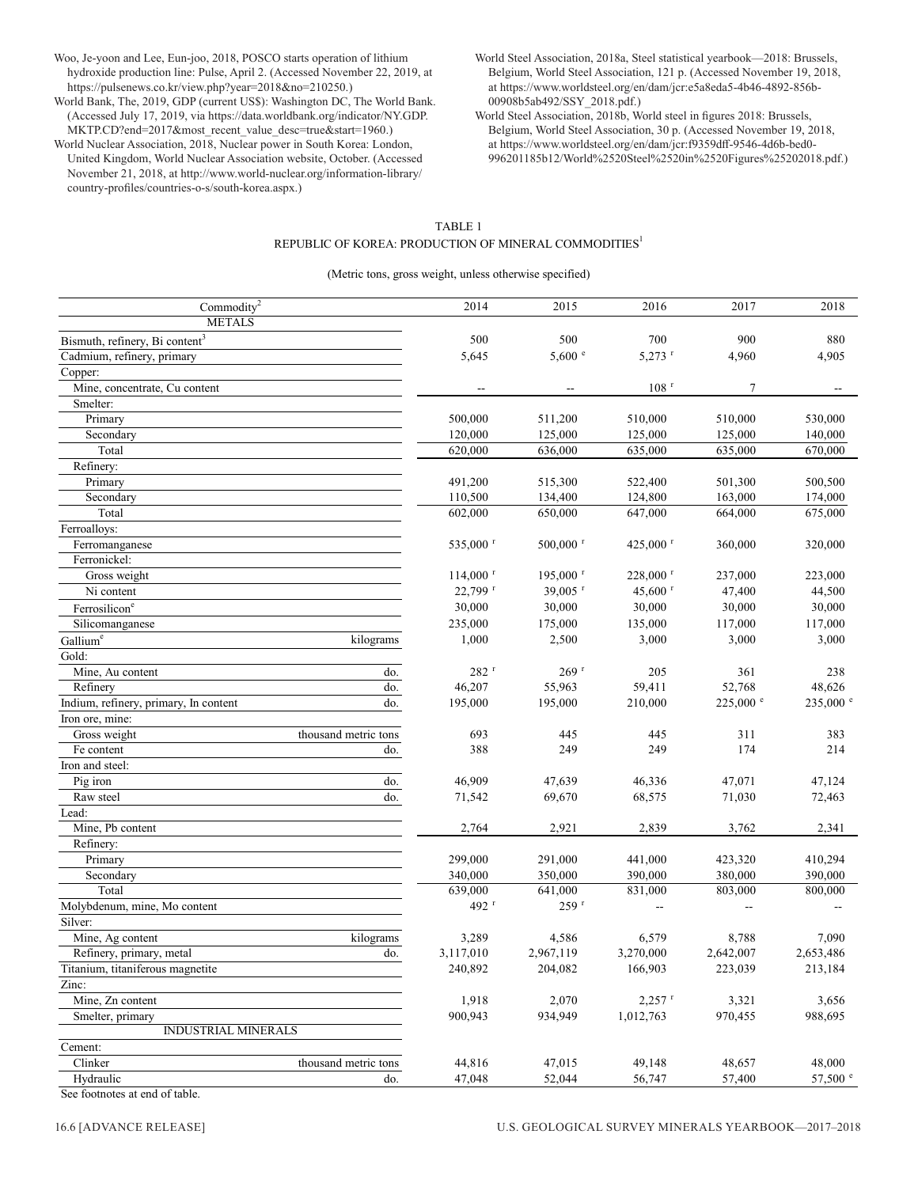Woo, Je-yoon and Lee, Eun-joo, 2018, POSCO starts operation of lithium hydroxide production line: Pulse, April 2. (Accessed November 22, 2019, at https://pulsenews.co.kr/view.php?year=2018&no=210250.)

World Bank, The, 2019, GDP (current US$): Washington DC, The World Bank. (Accessed July 17, 2019, via https://data.worldbank.org/indicator/NY.GDP.MKTP.CD?end=2017&most_recent_value_desc=true&start=1960.)

World Nuclear Association, 2018, Nuclear power in South Korea: London, United Kingdom, World Nuclear Association website, October. (Accessed November 21, 2018, at http://www.world-nuclear.org/information-library/country-profiles/countries-o-s/south-korea.aspx.)

World Steel Association, 2018a, Steel statistical yearbook—2018: Brussels, Belgium, World Steel Association, 121 p. (Accessed November 19, 2018, at https://www.worldsteel.org/en/dam/jcr:e5a8eda5-4b46-4892-856b-00908b5ab492/SSY_2018.pdf.)

World Steel Association, 2018b, World steel in figures 2018: Brussels, Belgium, World Steel Association, 30 p. (Accessed November 19, 2018, at https://www.worldsteel.org/en/dam/jcr:f9359dff-9546-4d6b-bed0-996201185b12/World%2520Steel%2520in%2520Figures%25202018.pdf.)

TABLE 1

REPUBLIC OF KOREA: PRODUCTION OF MINERAL COMMODITIES[1]

(Metric tons, gross weight, unless otherwise specified)

| Commodity[2] | | 2014 | 2015 | 2016 | 2017 | 2018 |
|---|---|---|---|---|---|---|
| METALS | | | | | | |
| Bismuth, refinery, Bi content[3] | | 500 | 500 | 700 | 900 | 880 |
| Cadmium, refinery, primary | | 5,645 | 5,600 e | 5,273 r | 4,960 | 4,905 |
| Copper: | | | | | | |
| Mine, concentrate, Cu content | | -- | -- | 108 r | 7 | -- |
| Smelter: | | | | | | |
| Primary | | 500,000 | 511,200 | 510,000 | 510,000 | 530,000 |
| Secondary | | 120,000 | 125,000 | 125,000 | 125,000 | 140,000 |
| Total | | 620,000 | 636,000 | 635,000 | 635,000 | 670,000 |
| Refinery: | | | | | | |
| Primary | | 491,200 | 515,300 | 522,400 | 501,300 | 500,500 |
| Secondary | | 110,500 | 134,400 | 124,800 | 163,000 | 174,000 |
| Total | | 602,000 | 650,000 | 647,000 | 664,000 | 675,000 |
| Ferroalloys: | | | | | | |
| Ferromanganese | | 535,000 r | 500,000 r | 425,000 r | 360,000 | 320,000 |
| Ferronickel: | | | | | | |
| Gross weight | | 114,000 r | 195,000 r | 228,000 r | 237,000 | 223,000 |
| Ni content | | 22,799 r | 39,005 r | 45,600 r | 47,400 | 44,500 |
| Ferrosilicon e | | 30,000 | 30,000 | 30,000 | 30,000 | 30,000 |
| Silicomanganese | | 235,000 | 175,000 | 135,000 | 117,000 | 117,000 |
| Gallium e | kilograms | 1,000 | 2,500 | 3,000 | 3,000 | 3,000 |
| Gold: | | | | | | |
| Mine, Au content | do. | 282 r | 269 r | 205 | 361 | 238 |
| Refinery | do. | 46,207 | 55,963 | 59,411 | 52,768 | 48,626 |
| Indium, refinery, primary, In content | do. | 195,000 | 195,000 | 210,000 | 225,000 e | 235,000 e |
| Iron ore, mine: | | | | | | |
| Gross weight | thousand metric tons | 693 | 445 | 445 | 311 | 383 |
| Fe content | do. | 388 | 249 | 249 | 174 | 214 |
| Iron and steel: | | | | | | |
| Pig iron | do. | 46,909 | 47,639 | 46,336 | 47,071 | 47,124 |
| Raw steel | do. | 71,542 | 69,670 | 68,575 | 71,030 | 72,463 |
| Lead: | | | | | | |
| Mine, Pb content | | 2,764 | 2,921 | 2,839 | 3,762 | 2,341 |
| Refinery: | | | | | | |
| Primary | | 299,000 | 291,000 | 441,000 | 423,320 | 410,294 |
| Secondary | | 340,000 | 350,000 | 390,000 | 380,000 | 390,000 |
| Total | | 639,000 | 641,000 | 831,000 | 803,000 | 800,000 |
| Molybdenum, mine, Mo content | | 492 r | 259 r | -- | -- | -- |
| Silver: | | | | | | |
| Mine, Ag content | kilograms | 3,289 | 4,586 | 6,579 | 8,788 | 7,090 |
| Refinery, primary, metal | do. | 3,117,010 | 2,967,119 | 3,270,000 | 2,642,007 | 2,653,486 |
| Titanium, titaniferous magnetite | | 240,892 | 204,082 | 166,903 | 223,039 | 213,184 |
| Zinc: | | | | | | |
| Mine, Zn content | | 1,918 | 2,070 | 2,257 r | 3,321 | 3,656 |
| Smelter, primary | | 900,943 | 934,949 | 1,012,763 | 970,455 | 988,695 |
| INDUSTRIAL MINERALS | | | | | | |
| Cement: | | | | | | |
| Clinker | thousand metric tons | 44,816 | 47,015 | 49,148 | 48,657 | 48,000 |
| Hydraulic | do. | 47,048 | 52,044 | 56,747 | 57,400 | 57,500 e |

See footnotes at end of table.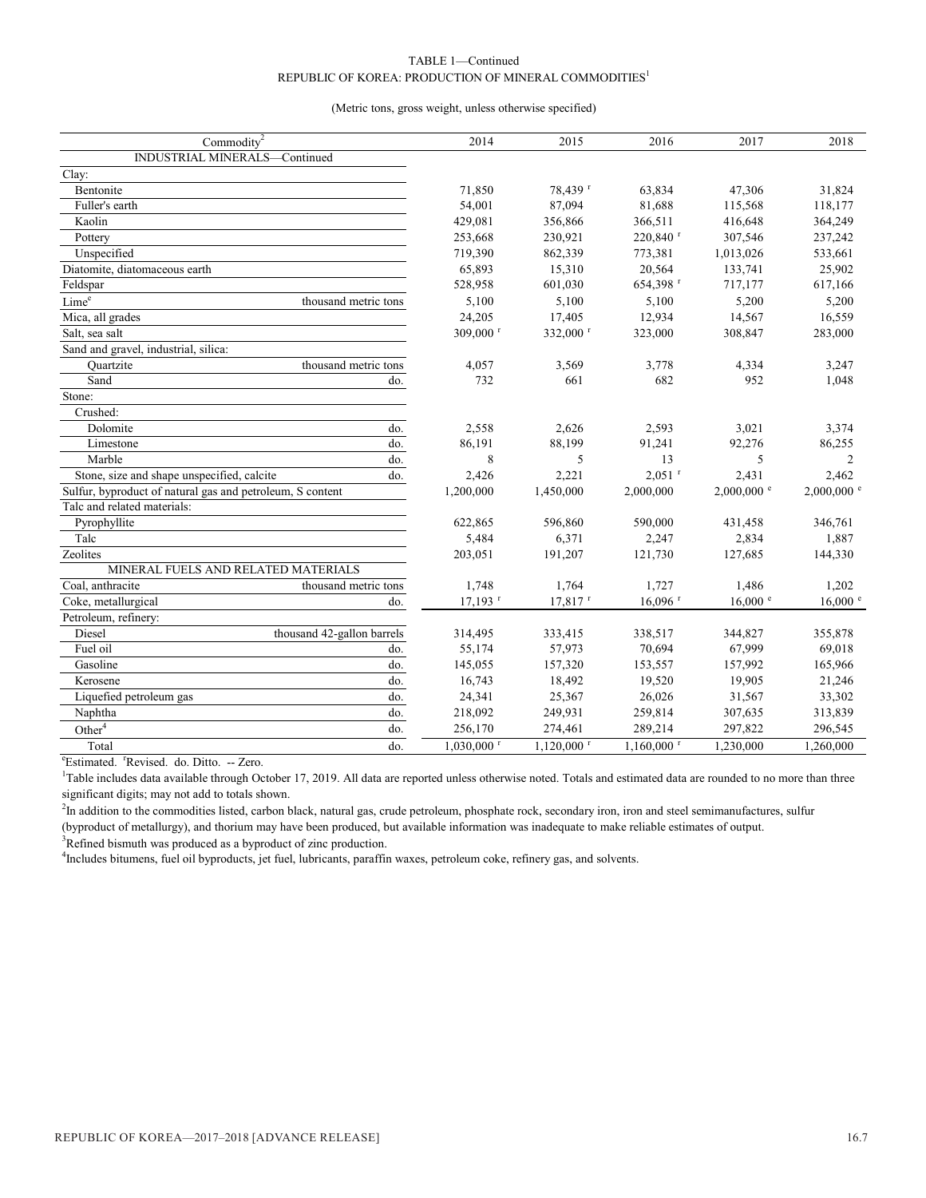TABLE 1—Continued
REPUBLIC OF KOREA: PRODUCTION OF MINERAL COMMODITIES[1]

(Metric tons, gross weight, unless otherwise specified)

| Commodity[2] | | 2014 | 2015 | 2016 | 2017 | 2018 |
|---|---|---|---|---|---|---|
| INDUSTRIAL MINERALS—Continued | | | | | | |
| Clay: | | | | | | |
| Bentonite | | 71,850 | 78,439 r | 63,834 | 47,306 | 31,824 |
| Fuller's earth | | 54,001 | 87,094 | 81,688 | 115,568 | 118,177 |
| Kaolin | | 429,081 | 356,866 | 366,511 | 416,648 | 364,249 |
| Pottery | | 253,668 | 230,921 | 220,840 r | 307,546 | 237,242 |
| Unspecified | | 719,390 | 862,339 | 773,381 | 1,013,026 | 533,661 |
| Diatomite, diatomaceous earth | | 65,893 | 15,310 | 20,564 | 133,741 | 25,902 |
| Feldspar | | 528,958 | 601,030 | 654,398 r | 717,177 | 617,166 |
| Lime[e] | thousand metric tons | 5,100 | 5,100 | 5,100 | 5,200 | 5,200 |
| Mica, all grades | | 24,205 | 17,405 | 12,934 | 14,567 | 16,559 |
| Salt, sea salt | | 309,000 r | 332,000 r | 323,000 | 308,847 | 283,000 |
| Sand and gravel, industrial, silica: | | | | | | |
| Quartzite | thousand metric tons | 4,057 | 3,569 | 3,778 | 4,334 | 3,247 |
| Sand | do. | 732 | 661 | 682 | 952 | 1,048 |
| Stone: | | | | | | |
| Crushed: | | | | | | |
| Dolomite | do. | 2,558 | 2,626 | 2,593 | 3,021 | 3,374 |
| Limestone | do. | 86,191 | 88,199 | 91,241 | 92,276 | 86,255 |
| Marble | do. | 8 | 5 | 13 | 5 | 2 |
| Stone, size and shape unspecified, calcite | do. | 2,426 | 2,221 | 2,051 r | 2,431 | 2,462 |
| Sulfur, byproduct of natural gas and petroleum, S content | | 1,200,000 | 1,450,000 | 2,000,000 | 2,000,000 e | 2,000,000 e |
| Talc and related materials: | | | | | | |
| Pyrophyllite | | 622,865 | 596,860 | 590,000 | 431,458 | 346,761 |
| Talc | | 5,484 | 6,371 | 2,247 | 2,834 | 1,887 |
| Zeolites | | 203,051 | 191,207 | 121,730 | 127,685 | 144,330 |
| MINERAL FUELS AND RELATED MATERIALS | | | | | | |
| Coal, anthracite | thousand metric tons | 1,748 | 1,764 | 1,727 | 1,486 | 1,202 |
| Coke, metallurgical | do. | 17,193 r | 17,817 r | 16,096 r | 16,000 e | 16,000 e |
| Petroleum, refinery: | | | | | | |
| Diesel | thousand 42-gallon barrels | 314,495 | 333,415 | 338,517 | 344,827 | 355,878 |
| Fuel oil | do. | 55,174 | 57,973 | 70,694 | 67,999 | 69,018 |
| Gasoline | do. | 145,055 | 157,320 | 153,557 | 157,992 | 165,966 |
| Kerosene | do. | 16,743 | 18,492 | 19,520 | 19,905 | 21,246 |
| Liquefied petroleum gas | do. | 24,341 | 25,367 | 26,026 | 31,567 | 33,302 |
| Naphtha | do. | 218,092 | 249,931 | 259,814 | 307,635 | 313,839 |
| Other[4] | do. | 256,170 | 274,461 | 289,214 | 297,822 | 296,545 |
| Total | do. | 1,030,000 r | 1,120,000 r | 1,160,000 r | 1,230,000 | 1,260,000 |

[e]Estimated. [r]Revised. do. Ditto. -- Zero.

[1]Table includes data available through October 17, 2019. All data are reported unless otherwise noted. Totals and estimated data are rounded to no more than three significant digits; may not add to totals shown.

[2]In addition to the commodities listed, carbon black, natural gas, crude petroleum, phosphate rock, secondary iron, iron and steel semimanufactures, sulfur (byproduct of metallurgy), and thorium may have been produced, but available information was inadequate to make reliable estimates of output.

[3]Refined bismuth was produced as a byproduct of zinc production.

[4]Includes bitumens, fuel oil byproducts, jet fuel, lubricants, paraffin waxes, petroleum coke, refinery gas, and solvents.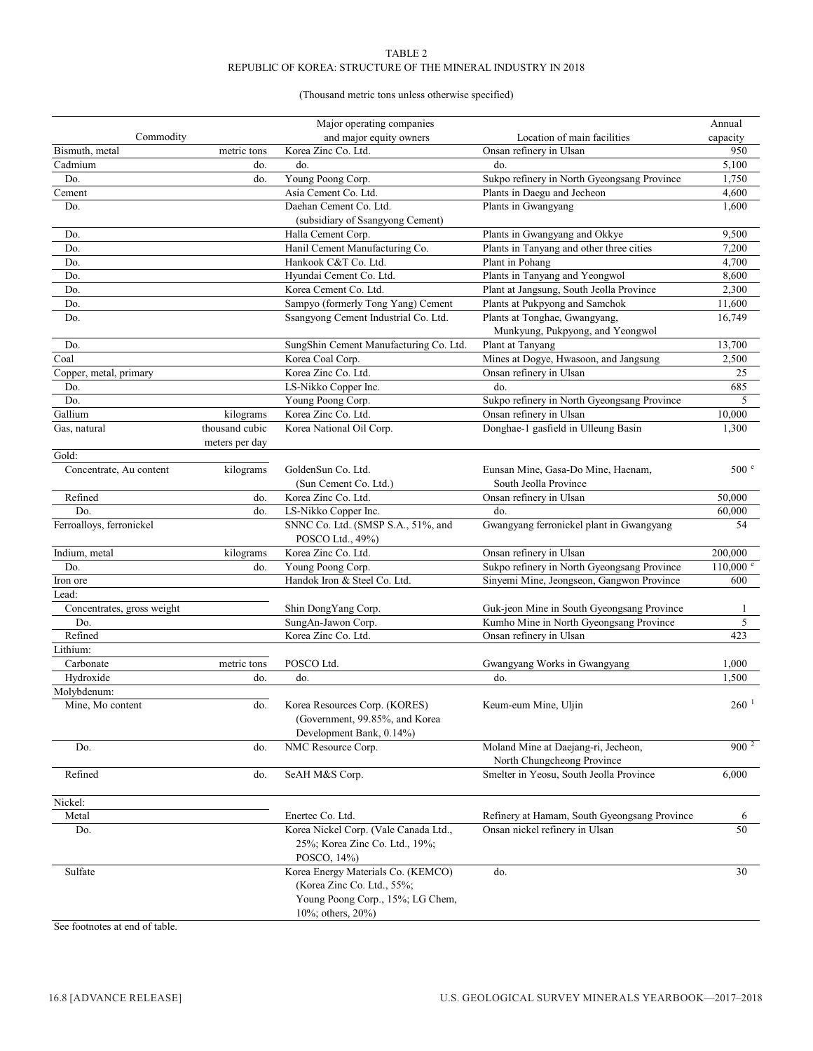TABLE 2
REPUBLIC OF KOREA: STRUCTURE OF THE MINERAL INDUSTRY IN 2018

(Thousand metric tons unless otherwise specified)

| Commodity | | Major operating companies and major equity owners | Location of main facilities | Annual capacity |
|---|---|---|---|---|
| Bismuth, metal | metric tons | Korea Zinc Co. Ltd. | Onsan refinery in Ulsan | 950 |
| Cadmium | do. | do. | do. | 5,100 |
| Do. | do. | Young Poong Corp. | Sukpo refinery in North Gyeongsang Province | 1,750 |
| Cement | | Asia Cement Co. Ltd. | Plants in Daegu and Jecheon | 4,600 |
| Do. | | Daehan Cement Co. Ltd. (subsidiary of Ssangyong Cement) | Plants in Gwangyang | 1,600 |
| Do. | | Halla Cement Corp. | Plants in Gwangyang and Okkye | 9,500 |
| Do. | | Hanil Cement Manufacturing Co. | Plants in Tanyang and other three cities | 7,200 |
| Do. | | Hankook C&T Co. Ltd. | Plant in Pohang | 4,700 |
| Do. | | Hyundai Cement Co. Ltd. | Plants in Tanyang and Yeongwol | 8,600 |
| Do. | | Korea Cement Co. Ltd. | Plant at Jangsung, South Jeolla Province | 2,300 |
| Do. | | Sampyo (formerly Tong Yang) Cement | Plants at Pukpyong and Samchok | 11,600 |
| Do. | | Ssangyong Cement Industrial Co. Ltd. | Plants at Tonghae, Gwangyang, Munkyung, Pukpyong, and Yeongwol | 16,749 |
| Do. | | SungShin Cement Manufacturing Co. Ltd. | Plant at Tanyang | 13,700 |
| Coal | | Korea Coal Corp. | Mines at Dogye, Hwasoon, and Jangsung | 2,500 |
| Copper, metal, primary | | Korea Zinc Co. Ltd. | Onsan refinery in Ulsan | 25 |
| Do. | | LS-Nikko Copper Inc. | do. | 685 |
| Do. | | Young Poong Corp. | Sukpo refinery in North Gyeongsang Province | 5 |
| Gallium | kilograms | Korea Zinc Co. Ltd. | Onsan refinery in Ulsan | 10,000 |
| Gas, natural | thousand cubic meters per day | Korea National Oil Corp. | Donghae-1 gasfield in Ulleung Basin | 1,300 |
| Gold: | | | | |
| Concentrate, Au content | kilograms | GoldenSun Co. Ltd. (Sun Cement Co. Ltd.) | Eunsan Mine, Gasa-Do Mine, Haenam, South Jeolla Province | 500 [e] |
| Refined | do. | Korea Zinc Co. Ltd. | Onsan refinery in Ulsan | 50,000 |
| Do. | do. | LS-Nikko Copper Inc. | do. | 60,000 |
| Ferroalloys, ferronickel | | SNNC Co. Ltd. (SMSP S.A., 51%, and POSCO Ltd., 49%) | Gwangyang ferronickel plant in Gwangyang | 54 |
| Indium, metal | kilograms | Korea Zinc Co. Ltd. | Onsan refinery in Ulsan | 200,000 |
| Do. | do. | Young Poong Corp. | Sukpo refinery in North Gyeongsang Province | 110,000 [e] |
| Iron ore | | Handok Iron & Steel Co. Ltd. | Sinyemi Mine, Jeongseon, Gangwon Province | 600 |
| Lead: | | | | |
| Concentrates, gross weight | | Shin DongYang Corp. | Guk-jeon Mine in South Gyeongsang Province | 1 |
| Do. | | SungAn-Jawon Corp. | Kumho Mine in North Gyeongsang Province | 5 |
| Refined | | Korea Zinc Co. Ltd. | Onsan refinery in Ulsan | 423 |
| Lithium: | | | | |
| Carbonate | metric tons | POSCO Ltd. | Gwangyang Works in Gwangyang | 1,000 |
| Hydroxide | do. | do. | do. | 1,500 |
| Molybdenum: | | | | |
| Mine, Mo content | do. | Korea Resources Corp. (KORES) (Government, 99.85%, and Korea Development Bank, 0.14%) | Keum-eum Mine, Uljin | 260 [1] |
| Do. | do. | NMC Resource Corp. | Moland Mine at Daejang-ri, Jecheon, North Chungcheong Province | 900 [2] |
| Refined | do. | SeAH M&S Corp. | Smelter in Yeosu, South Jeolla Province | 6,000 |
| Nickel: | | | | |
| Metal | | Enertec Co. Ltd. | Refinery at Hamam, South Gyeongsang Province | 6 |
| Do. | | Korea Nickel Corp. (Vale Canada Ltd., 25%; Korea Zinc Co. Ltd., 19%; POSCO, 14%) | Onsan nickel refinery in Ulsan | 50 |
| Sulfate | | Korea Energy Materials Co. (KEMCO) (Korea Zinc Co. Ltd., 55%; Young Poong Corp., 15%; LG Chem, 10%; others, 20%) | do. | 30 |

See footnotes at end of table.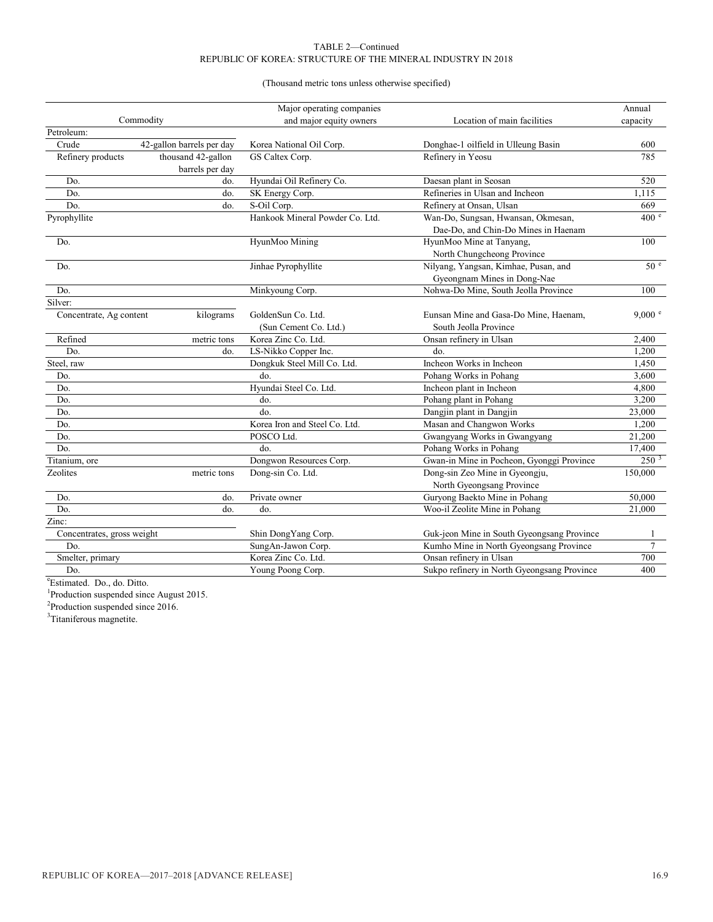TABLE 2—Continued
REPUBLIC OF KOREA: STRUCTURE OF THE MINERAL INDUSTRY IN 2018

(Thousand metric tons unless otherwise specified)

| Commodity | | Major operating companies and major equity owners | Location of main facilities | Annual capacity |
|---|---|---|---|---|
| Petroleum: | | | | |
| Crude | 42-gallon barrels per day | Korea National Oil Corp. | Donghae-1 oilfield in Ulleung Basin | 600 |
| Refinery products | thousand 42-gallon barrels per day | GS Caltex Corp. | Refinery in Yeosu | 785 |
| Do. | do. | Hyundai Oil Refinery Co. | Daesan plant in Seosan | 520 |
| Do. | do. | SK Energy Corp. | Refineries in Ulsan and Incheon | 1,115 |
| Do. | do. | S-Oil Corp. | Refinery at Onsan, Ulsan | 669 |
| Pyrophyllite | | Hankook Mineral Powder Co. Ltd. | Wan-Do, Sungsan, Hwansan, Okmesan, Dae-Do, and Chin-Do Mines in Haenam | 400 e |
| Do. | | HyunMoo Mining | HyunMoo Mine at Tanyang, North Chungcheong Province | 100 |
| Do. | | Jinhae Pyrophyllite | Nilyang, Yangsan, Kimhae, Pusan, and Gyeongnam Mines in Dong-Nae | 50 e |
| Do. | | Minkyoung Corp. | Nohwa-Do Mine, South Jeolla Province | 100 |
| Silver: | | | | |
| Concentrate, Ag content | kilograms | GoldenSun Co. Ltd. (Sun Cement Co. Ltd.) | Eunsan Mine and Gasa-Do Mine, Haenam, South Jeolla Province | 9,000 e |
| Refined | metric tons | Korea Zinc Co. Ltd. | Onsan refinery in Ulsan | 2,400 |
| Do. | do. | LS-Nikko Copper Inc. | do. | 1,200 |
| Steel, raw | | Dongkuk Steel Mill Co. Ltd. | Incheon Works in Incheon | 1,450 |
| Do. | | do. | Pohang Works in Pohang | 3,600 |
| Do. | | Hyundai Steel Co. Ltd. | Incheon plant in Incheon | 4,800 |
| Do. | | do. | Pohang plant in Pohang | 3,200 |
| Do. | | do. | Dangjin plant in Dangjin | 23,000 |
| Do. | | Korea Iron and Steel Co. Ltd. | Masan and Changwon Works | 1,200 |
| Do. | | POSCO Ltd. | Gwangyang Works in Gwangyang | 21,200 |
| Do. | | do. | Pohang Works in Pohang | 17,400 |
| Titanium, ore | | Dongwon Resources Corp. | Gwan-in Mine in Pocheon, Gyonggi Province | 250 [3] |
| Zeolites | metric tons | Dong-sin Co. Ltd. | Dong-sin Zeo Mine in Gyeongju, North Gyeongsang Province | 150,000 |
| Do. | do. | Private owner | Guryong Baekto Mine in Pohang | 50,000 |
| Do. | do. | do. | Woo-il Zeolite Mine in Pohang | 21,000 |
| Zinc: | | | | |
| Concentrates, gross weight | | Shin DongYang Corp. | Guk-jeon Mine in South Gyeongsang Province | 1 |
| Do. | | SungAn-Jawon Corp. | Kumho Mine in North Gyeongsang Province | 7 |
| Smelter, primary | | Korea Zinc Co. Ltd. | Onsan refinery in Ulsan | 700 |
| Do. | | Young Poong Corp. | Sukpo refinery in North Gyeongsang Province | 400 |

[e]Estimated. Do., do. Ditto.

[1]Production suspended since August 2015.

[2]Production suspended since 2016.

[3]Titaniferous magnetite.